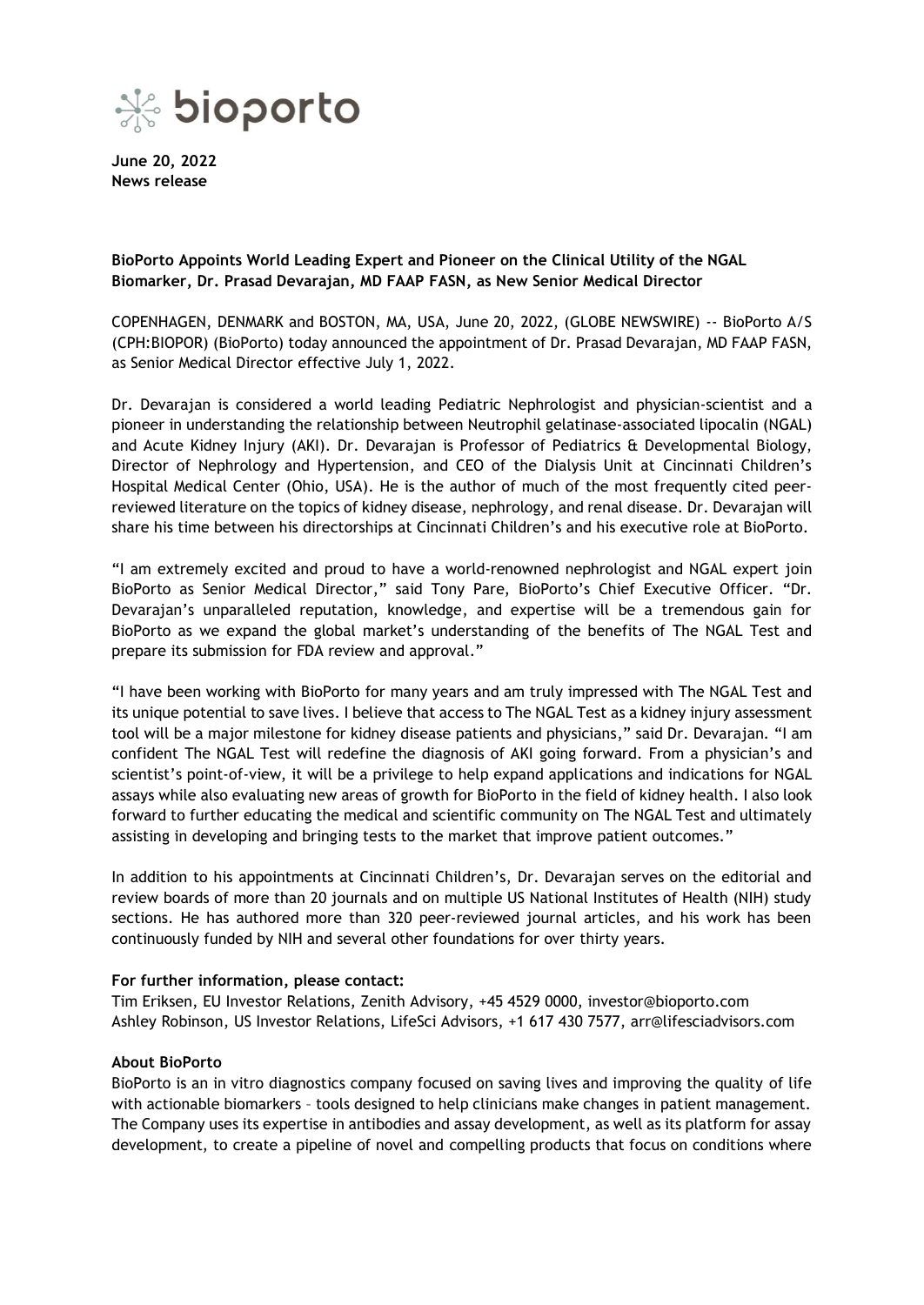bioporto

**June 20, 2022**
**News release**

**BioPorto Appoints World Leading Expert and Pioneer on the Clinical Utility of the NGAL Biomarker, Dr. Prasad Devarajan, MD FAAP FASN, as New Senior Medical Director**

COPENHAGEN, DENMARK and BOSTON, MA, USA, June 20, 2022, (GLOBE NEWSWIRE) -- BioPorto A/S (CPH:BIOPOR) (BioPorto) today announced the appointment of Dr. Prasad Devarajan, MD FAAP FASN, as Senior Medical Director effective July 1, 2022.

Dr. Devarajan is considered a world leading Pediatric Nephrologist and physician-scientist and a pioneer in understanding the relationship between Neutrophil gelatinase-associated lipocalin (NGAL) and Acute Kidney Injury (AKI). Dr. Devarajan is Professor of Pediatrics & Developmental Biology, Director of Nephrology and Hypertension, and CEO of the Dialysis Unit at Cincinnati Children's Hospital Medical Center (Ohio, USA). He is the author of much of the most frequently cited peer-reviewed literature on the topics of kidney disease, nephrology, and renal disease. Dr. Devarajan will share his time between his directorships at Cincinnati Children's and his executive role at BioPorto.

"I am extremely excited and proud to have a world-renowned nephrologist and NGAL expert join BioPorto as Senior Medical Director," said Tony Pare, BioPorto's Chief Executive Officer. "Dr. Devarajan's unparalleled reputation, knowledge, and expertise will be a tremendous gain for BioPorto as we expand the global market's understanding of the benefits of The NGAL Test and prepare its submission for FDA review and approval."

"I have been working with BioPorto for many years and am truly impressed with The NGAL Test and its unique potential to save lives. I believe that access to The NGAL Test as a kidney injury assessment tool will be a major milestone for kidney disease patients and physicians," said Dr. Devarajan. "I am confident The NGAL Test will redefine the diagnosis of AKI going forward. From a physician's and scientist's point-of-view, it will be a privilege to help expand applications and indications for NGAL assays while also evaluating new areas of growth for BioPorto in the field of kidney health. I also look forward to further educating the medical and scientific community on The NGAL Test and ultimately assisting in developing and bringing tests to the market that improve patient outcomes."

In addition to his appointments at Cincinnati Children's, Dr. Devarajan serves on the editorial and review boards of more than 20 journals and on multiple US National Institutes of Health (NIH) study sections. He has authored more than 320 peer-reviewed journal articles, and his work has been continuously funded by NIH and several other foundations for over thirty years.

**For further information, please contact:**
Tim Eriksen, EU Investor Relations, Zenith Advisory, +45 4529 0000, investor@bioporto.com
Ashley Robinson, US Investor Relations, LifeSci Advisors, +1 617 430 7577, arr@lifesciadvisors.com

**About BioPorto**
BioPorto is an in vitro diagnostics company focused on saving lives and improving the quality of life with actionable biomarkers – tools designed to help clinicians make changes in patient management. The Company uses its expertise in antibodies and assay development, as well as its platform for assay development, to create a pipeline of novel and compelling products that focus on conditions where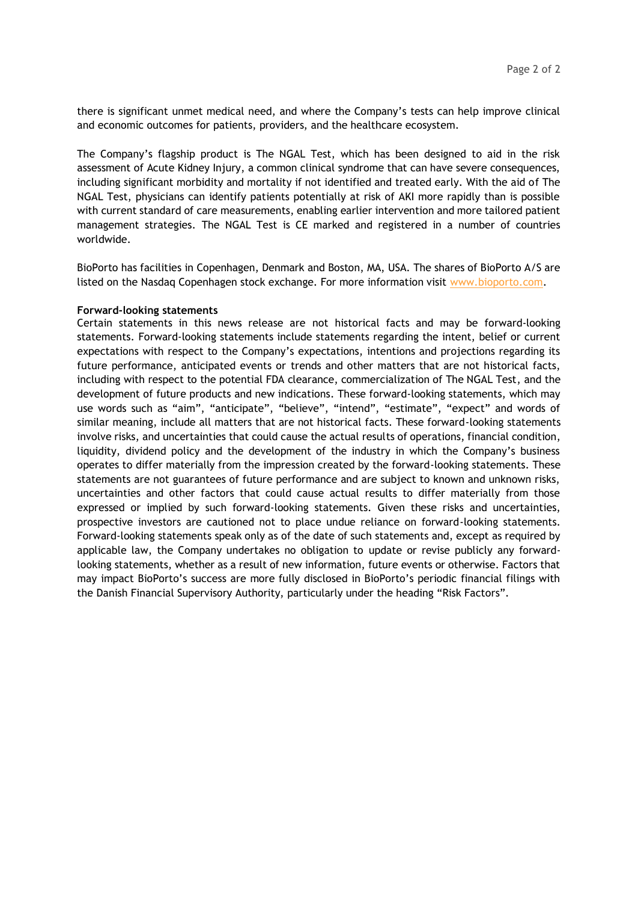there is significant unmet medical need, and where the Company's tests can help improve clinical and economic outcomes for patients, providers, and the healthcare ecosystem.

The Company's flagship product is The NGAL Test, which has been designed to aid in the risk assessment of Acute Kidney Injury, a common clinical syndrome that can have severe consequences, including significant morbidity and mortality if not identified and treated early. With the aid of The NGAL Test, physicians can identify patients potentially at risk of AKI more rapidly than is possible with current standard of care measurements, enabling earlier intervention and more tailored patient management strategies. The NGAL Test is CE marked and registered in a number of countries worldwide.

BioPorto has facilities in Copenhagen, Denmark and Boston, MA, USA. The shares of BioPorto A/S are listed on the Nasdaq Copenhagen stock exchange. For more information visit www.bioporto.com.

**Forward-looking statements**

Certain statements in this news release are not historical facts and may be forward-looking statements. Forward-looking statements include statements regarding the intent, belief or current expectations with respect to the Company's expectations, intentions and projections regarding its future performance, anticipated events or trends and other matters that are not historical facts, including with respect to the potential FDA clearance, commercialization of The NGAL Test, and the development of future products and new indications. These forward-looking statements, which may use words such as "aim", "anticipate", "believe", "intend", "estimate", "expect" and words of similar meaning, include all matters that are not historical facts. These forward-looking statements involve risks, and uncertainties that could cause the actual results of operations, financial condition, liquidity, dividend policy and the development of the industry in which the Company's business operates to differ materially from the impression created by the forward-looking statements. These statements are not guarantees of future performance and are subject to known and unknown risks, uncertainties and other factors that could cause actual results to differ materially from those expressed or implied by such forward-looking statements. Given these risks and uncertainties, prospective investors are cautioned not to place undue reliance on forward-looking statements. Forward-looking statements speak only as of the date of such statements and, except as required by applicable law, the Company undertakes no obligation to update or revise publicly any forward-looking statements, whether as a result of new information, future events or otherwise. Factors that may impact BioPorto's success are more fully disclosed in BioPorto's periodic financial filings with the Danish Financial Supervisory Authority, particularly under the heading "Risk Factors".